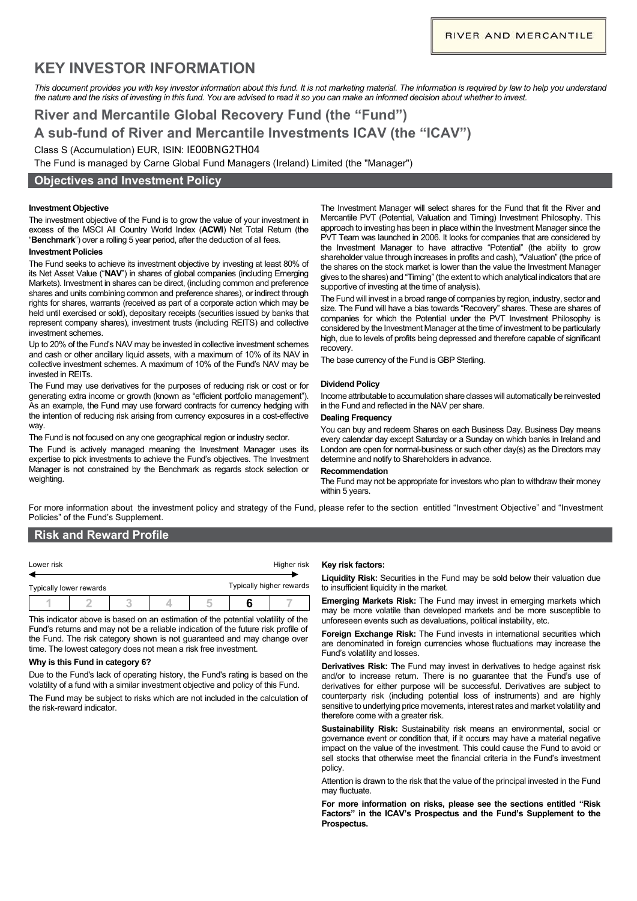RIVER AND MERCANTILE

# KEY INVESTOR INFORMATION

*This document provides you with key investor information about this fund. It is not marketing material. The information is required by law to help you understand the nature and the risks of investing in this fund. You are advised to read it so you can make an informed decision about whether to invest.*

## River and Mercantile Global Recovery Fund (the "Fund")

## A sub-fund of River and Mercantile Investments ICAV (the "ICAV")

Class S (Accumulation) EUR, ISIN: IE00BNG2TH04

The Fund is managed by Carne Global Fund Managers (Ireland) Limited (the "Manager")

## Objectives and Investment Policy

**Investment Objective**

The investment objective of the Fund is to grow the value of your investment in excess of the MSCI All Country World Index (**ACWI**) Net Total Return (the "**Benchmark**") over a rolling 5 year period, after the deduction of all fees.

**Investment Policies**

The Fund seeks to achieve its investment objective by investing at least 80% of its Net Asset Value ("**NAV**") in shares of global companies (including Emerging Markets). Investment in shares can be direct, (including common and preference shares and units combining common and preference shares), or indirect through rights for shares, warrants (received as part of a corporate action which may be held until exercised or sold), depositary receipts (securities issued by banks that represent company shares), investment trusts (including REITS) and collective investment schemes.

Up to 20% of the Fund's NAV may be invested in collective investment schemes and cash or other ancillary liquid assets, with a maximum of 10% of its NAV in collective investment schemes. A maximum of 10% of the Fund's NAV may be invested in REITs.

The Fund may use derivatives for the purposes of reducing risk or cost or for generating extra income or growth (known as "efficient portfolio management"). As an example, the Fund may use forward contracts for currency hedging with the intention of reducing risk arising from currency exposures in a cost-effective way.

The Fund is not focused on any one geographical region or industry sector.

The Fund is actively managed meaning the Investment Manager uses its expertise to pick investments to achieve the Fund's objectives. The Investment Manager is not constrained by the Benchmark as regards stock selection or weighting.

The Investment Manager will select shares for the Fund that fit the River and Mercantile PVT (Potential, Valuation and Timing) Investment Philosophy. This approach to investing has been in place within the Investment Manager since the PVT Team was launched in 2006. It looks for companies that are considered by the Investment Manager to have attractive "Potential" (the ability to grow shareholder value through increases in profits and cash), "Valuation" (the price of the shares on the stock market is lower than the value the Investment Manager gives to the shares) and "Timing" (the extent to which analytical indicators that are supportive of investing at the time of analysis).

The Fund will invest in a broad range of companies by region, industry, sector and size. The Fund will have a bias towards "Recovery" shares. These are shares of companies for which the Potential under the PVT Investment Philosophy is considered by the Investment Manager at the time of investment to be particularly high, due to levels of profits being depressed and therefore capable of significant recovery.

The base currency of the Fund is GBP Sterling.

**Dividend Policy**

Income attributable to accumulation share classes will automatically be reinvested in the Fund and reflected in the NAV per share.

**Dealing Frequency**

You can buy and redeem Shares on each Business Day. Business Day means every calendar day except Saturday or a Sunday on which banks in Ireland and London are open for normal-business or such other day(s) as the Directors may determine and notify to Shareholders in advance.

**Recommendation**

The Fund may not be appropriate for investors who plan to withdraw their money within 5 years.

For more information about the investment policy and strategy of the Fund, please refer to the section entitled "Investment Objective" and "Investment Policies" of the Fund's Supplement.

## Risk and Reward Profile

Lower risk ← → Higher risk

Typically lower rewards — Typically higher rewards

| 1 | 2 | 3 | 4 | 5 | **6** | 7 |
|---|---|---|---|---|---|---|

This indicator above is based on an estimation of the potential volatility of the Fund's returns and may not be a reliable indication of the future risk profile of the Fund. The risk category shown is not guaranteed and may change over time. The lowest category does not mean a risk free investment.

**Why is this Fund in category 6?**

Due to the Fund's lack of operating history, the Fund's rating is based on the volatility of a fund with a similar investment objective and policy of this Fund.

The Fund may be subject to risks which are not included in the calculation of the risk-reward indicator.

**Key risk factors:**

**Liquidity Risk:** Securities in the Fund may be sold below their valuation due to insufficient liquidity in the market.

**Emerging Markets Risk:** The Fund may invest in emerging markets which may be more volatile than developed markets and be more susceptible to unforeseen events such as devaluations, political instability, etc.

**Foreign Exchange Risk:** The Fund invests in international securities which are denominated in foreign currencies whose fluctuations may increase the Fund's volatility and losses.

**Derivatives Risk:** The Fund may invest in derivatives to hedge against risk and/or to increase return. There is no guarantee that the Fund's use of derivatives for either purpose will be successful. Derivatives are subject to counterparty risk (including potential loss of instruments) and are highly sensitive to underlying price movements, interest rates and market volatility and therefore come with a greater risk.

**Sustainability Risk:** Sustainability risk means an environmental, social or governance event or condition that, if it occurs may have a material negative impact on the value of the investment. This could cause the Fund to avoid or sell stocks that otherwise meet the financial criteria in the Fund's investment policy.

Attention is drawn to the risk that the value of the principal invested in the Fund may fluctuate.

**For more information on risks, please see the sections entitled "Risk Factors" in the ICAV's Prospectus and the Fund's Supplement to the Prospectus.**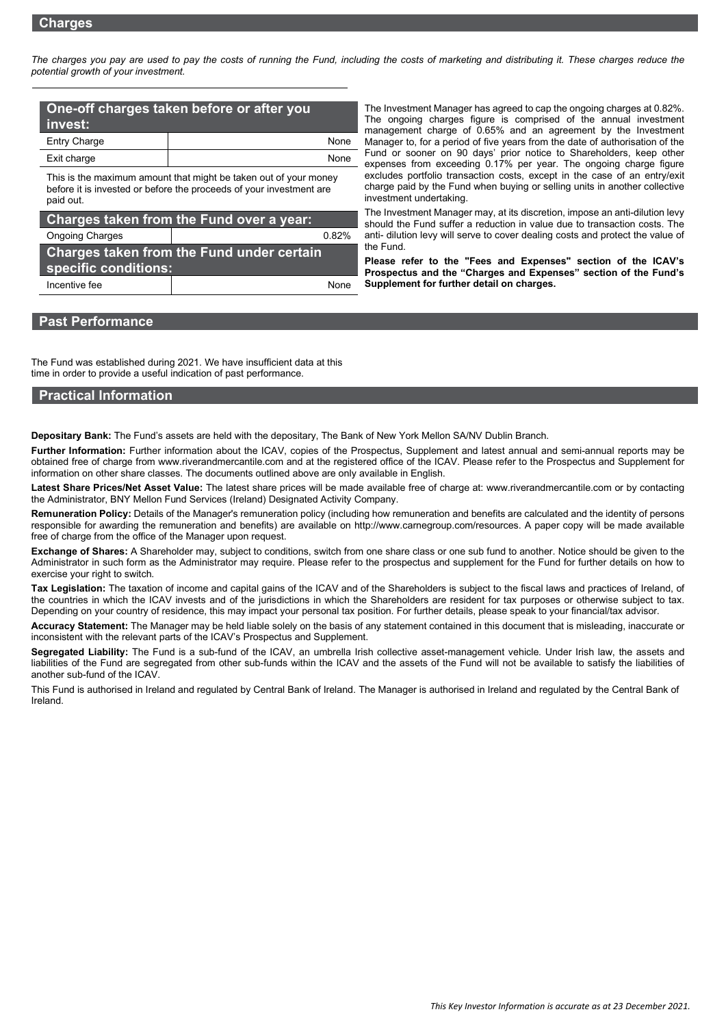## Charges

*The charges you pay are used to pay the costs of running the Fund, including the costs of marketing and distributing it. These charges reduce the potential growth of your investment.*

| One-off charges taken before or after you invest: | |
|---|---|
| Entry Charge | None |
| Exit charge | None |

This is the maximum amount that might be taken out of your money before it is invested or before the proceeds of your investment are paid out.

| Charges taken from the Fund over a year: | |
|---|---|
| Ongoing Charges | 0.82% |

| Charges taken from the Fund under certain specific conditions: | |
|---|---|
| Incentive fee | None |

The Investment Manager has agreed to cap the ongoing charges at 0.82%. The ongoing charges figure is comprised of the annual investment management charge of 0.65% and an agreement by the Investment Manager to, for a period of five years from the date of authorisation of the Fund or sooner on 90 days' prior notice to Shareholders, keep other expenses from exceeding 0.17% per year. The ongoing charge figure excludes portfolio transaction costs, except in the case of an entry/exit charge paid by the Fund when buying or selling units in another collective investment undertaking.

The Investment Manager may, at its discretion, impose an anti-dilution levy should the Fund suffer a reduction in value due to transaction costs. The anti- dilution levy will serve to cover dealing costs and protect the value of the Fund.

**Please refer to the "Fees and Expenses" section of the ICAV's Prospectus and the "Charges and Expenses" section of the Fund's Supplement for further detail on charges.**

## Past Performance

The Fund was established during 2021. We have insufficient data at this time in order to provide a useful indication of past performance.

## Practical Information

**Depositary Bank:** The Fund's assets are held with the depositary, The Bank of New York Mellon SA/NV Dublin Branch.

**Further Information:** Further information about the ICAV, copies of the Prospectus, Supplement and latest annual and semi-annual reports may be obtained free of charge from www.riverandmercantile.com and at the registered office of the ICAV. Please refer to the Prospectus and Supplement for information on other share classes. The documents outlined above are only available in English.

**Latest Share Prices/Net Asset Value:** The latest share prices will be made available free of charge at: www.riverandmercantile.com or by contacting the Administrator, BNY Mellon Fund Services (Ireland) Designated Activity Company.

**Remuneration Policy:** Details of the Manager's remuneration policy (including how remuneration and benefits are calculated and the identity of persons responsible for awarding the remuneration and benefits) are available on http://www.carnegroup.com/resources. A paper copy will be made available free of charge from the office of the Manager upon request.

**Exchange of Shares:** A Shareholder may, subject to conditions, switch from one share class or one sub fund to another. Notice should be given to the Administrator in such form as the Administrator may require. Please refer to the prospectus and supplement for the Fund for further details on how to exercise your right to switch.

**Tax Legislation:** The taxation of income and capital gains of the ICAV and of the Shareholders is subject to the fiscal laws and practices of Ireland, of the countries in which the ICAV invests and of the jurisdictions in which the Shareholders are resident for tax purposes or otherwise subject to tax. Depending on your country of residence, this may impact your personal tax position. For further details, please speak to your financial/tax advisor.

**Accuracy Statement:** The Manager may be held liable solely on the basis of any statement contained in this document that is misleading, inaccurate or inconsistent with the relevant parts of the ICAV's Prospectus and Supplement.

**Segregated Liability:** The Fund is a sub-fund of the ICAV, an umbrella Irish collective asset-management vehicle. Under Irish law, the assets and liabilities of the Fund are segregated from other sub-funds within the ICAV and the assets of the Fund will not be available to satisfy the liabilities of another sub-fund of the ICAV.

This Fund is authorised in Ireland and regulated by Central Bank of Ireland. The Manager is authorised in Ireland and regulated by the Central Bank of Ireland.

*This Key Investor Information is accurate as at 23 December 2021.*